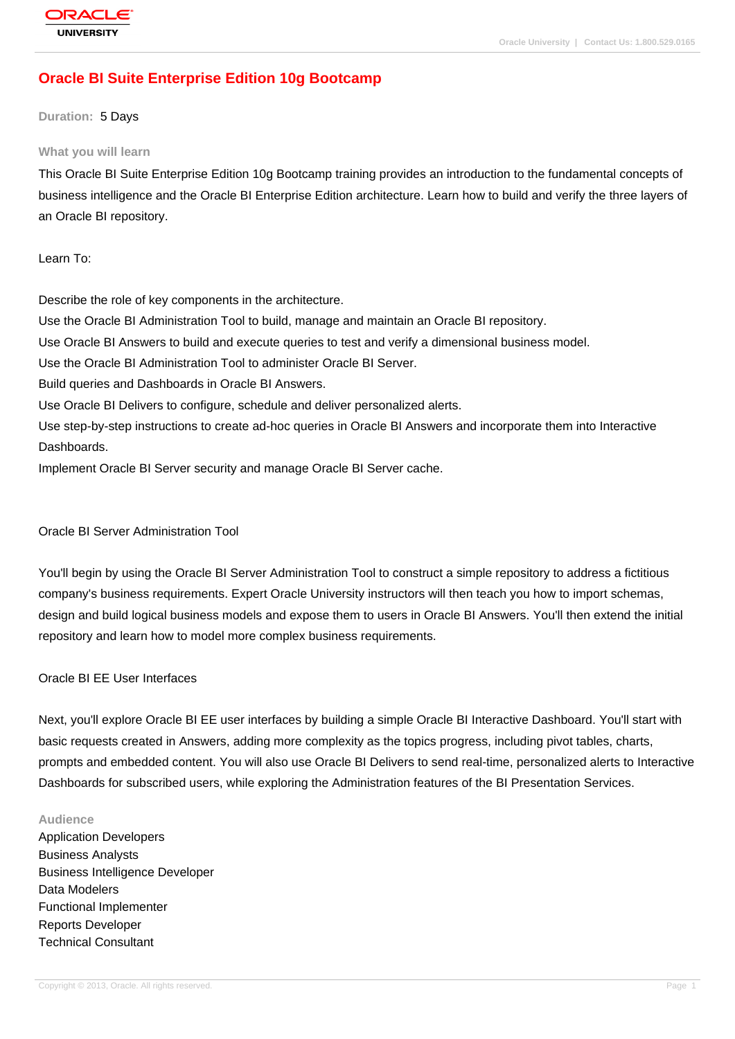# Oracle BI Suite Enterprise Edition 10g Bootcamp

**Duration:** 5 Days

## What you will learn

This Oracle BI Suite Enterprise Edition 10g Bootcamp training provides an introduction to the fundamental concepts of business intelligence and the Oracle BI Enterprise Edition architecture. Learn how to build and verify the three layers of an Oracle BI repository.

Learn To:

Describe the role of key components in the architecture.
Use the Oracle BI Administration Tool to build, manage and maintain an Oracle BI repository.
Use Oracle BI Answers to build and execute queries to test and verify a dimensional business model.
Use the Oracle BI Administration Tool to administer Oracle BI Server.
Build queries and Dashboards in Oracle BI Answers.
Use Oracle BI Delivers to configure, schedule and deliver personalized alerts.
Use step-by-step instructions to create ad-hoc queries in Oracle BI Answers and incorporate them into Interactive Dashboards.
Implement Oracle BI Server security and manage Oracle BI Server cache.

Oracle BI Server Administration Tool

You'll begin by using the Oracle BI Server Administration Tool to construct a simple repository to address a fictitious company's business requirements. Expert Oracle University instructors will then teach you how to import schemas, design and build logical business models and expose them to users in Oracle BI Answers. You'll then extend the initial repository and learn how to model more complex business requirements.

Oracle BI EE User Interfaces

Next, you'll explore Oracle BI EE user interfaces by building a simple Oracle BI Interactive Dashboard. You'll start with basic requests created in Answers, adding more complexity as the topics progress, including pivot tables, charts, prompts and embedded content. You will also use Oracle BI Delivers to send real-time, personalized alerts to Interactive Dashboards for subscribed users, while exploring the Administration features of the BI Presentation Services.

## Audience

Application Developers
Business Analysts
Business Intelligence Developer
Data Modelers
Functional Implementer
Reports Developer
Technical Consultant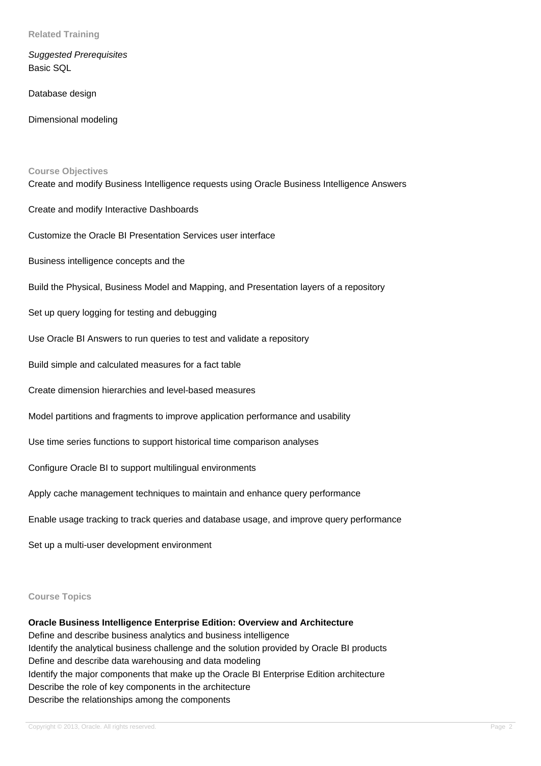## Related Training

*Suggested Prerequisites*
Basic SQL

Database design

Dimensional modeling

## Course Objectives

Create and modify Business Intelligence requests using Oracle Business Intelligence Answers

Create and modify Interactive Dashboards

Customize the Oracle BI Presentation Services user interface

Business intelligence concepts and the

Build the Physical, Business Model and Mapping, and Presentation layers of a repository

Set up query logging for testing and debugging

Use Oracle BI Answers to run queries to test and validate a repository

Build simple and calculated measures for a fact table

Create dimension hierarchies and level-based measures

Model partitions and fragments to improve application performance and usability

Use time series functions to support historical time comparison analyses

Configure Oracle BI to support multilingual environments

Apply cache management techniques to maintain and enhance query performance

Enable usage tracking to track queries and database usage, and improve query performance

Set up a multi-user development environment

## Course Topics

**Oracle Business Intelligence Enterprise Edition: Overview and Architecture**
Define and describe business analytics and business intelligence
Identify the analytical business challenge and the solution provided by Oracle BI products
Define and describe data warehousing and data modeling
Identify the major components that make up the Oracle BI Enterprise Edition architecture
Describe the role of key components in the architecture
Describe the relationships among the components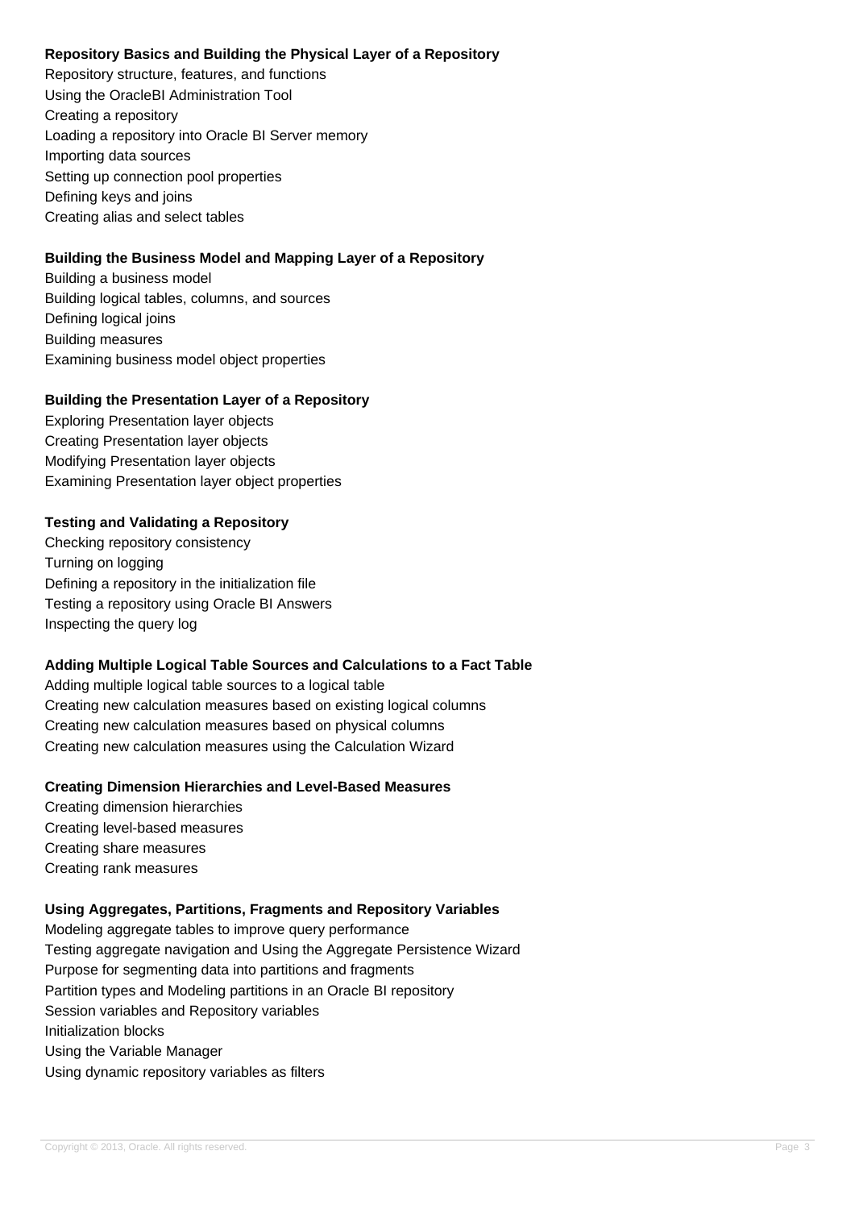**Repository Basics and Building the Physical Layer of a Repository**

Repository structure, features, and functions
Using the OracleBI Administration Tool
Creating a repository
Loading a repository into Oracle BI Server memory
Importing data sources
Setting up connection pool properties
Defining keys and joins
Creating alias and select tables

**Building the Business Model and Mapping Layer of a Repository**

Building a business model
Building logical tables, columns, and sources
Defining logical joins
Building measures
Examining business model object properties

**Building the Presentation Layer of a Repository**

Exploring Presentation layer objects
Creating Presentation layer objects
Modifying Presentation layer objects
Examining Presentation layer object properties

**Testing and Validating a Repository**

Checking repository consistency
Turning on logging
Defining a repository in the initialization file
Testing a repository using Oracle BI Answers
Inspecting the query log

**Adding Multiple Logical Table Sources and Calculations to a Fact Table**

Adding multiple logical table sources to a logical table
Creating new calculation measures based on existing logical columns
Creating new calculation measures based on physical columns
Creating new calculation measures using the Calculation Wizard

**Creating Dimension Hierarchies and Level-Based Measures**

Creating dimension hierarchies
Creating level-based measures
Creating share measures
Creating rank measures

**Using Aggregates, Partitions, Fragments and Repository Variables**

Modeling aggregate tables to improve query performance
Testing aggregate navigation and Using the Aggregate Persistence Wizard
Purpose for segmenting data into partitions and fragments
Partition types and Modeling partitions in an Oracle BI repository
Session variables and Repository variables
Initialization blocks
Using the Variable Manager
Using dynamic repository variables as filters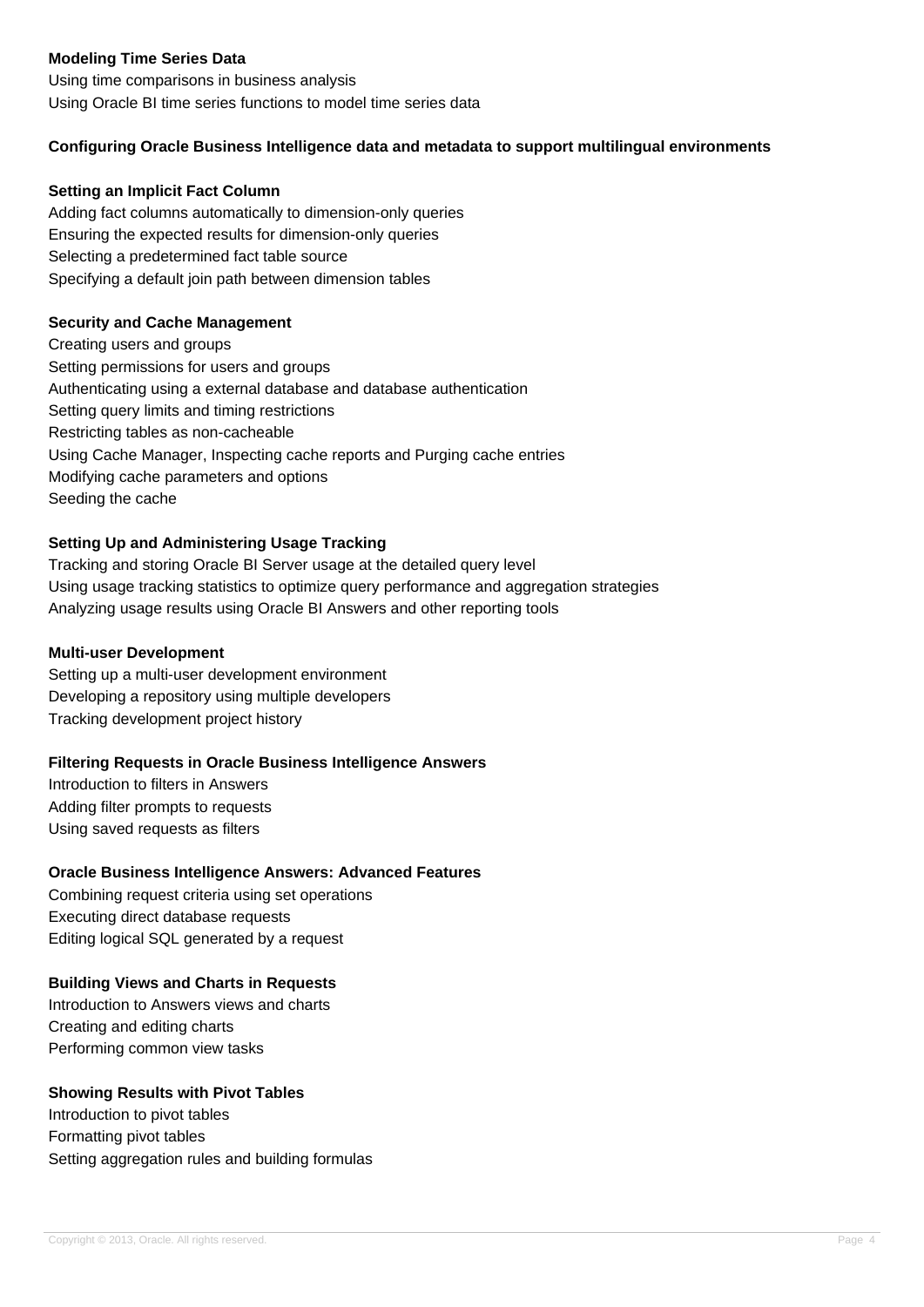**Modeling Time Series Data**

Using time comparisons in business analysis
Using Oracle BI time series functions to model time series data

**Configuring Oracle Business Intelligence data and metadata to support multilingual environments**

**Setting an Implicit Fact Column**

Adding fact columns automatically to dimension-only queries
Ensuring the expected results for dimension-only queries
Selecting a predetermined fact table source
Specifying a default join path between dimension tables

**Security and Cache Management**

Creating users and groups
Setting permissions for users and groups
Authenticating using a external database and database authentication
Setting query limits and timing restrictions
Restricting tables as non-cacheable
Using Cache Manager, Inspecting cache reports and Purging cache entries
Modifying cache parameters and options
Seeding the cache

**Setting Up and Administering Usage Tracking**

Tracking and storing Oracle BI Server usage at the detailed query level
Using usage tracking statistics to optimize query performance and aggregation strategies
Analyzing usage results using Oracle BI Answers and other reporting tools

**Multi-user Development**

Setting up a multi-user development environment
Developing a repository using multiple developers
Tracking development project history

**Filtering Requests in Oracle Business Intelligence Answers**

Introduction to filters in Answers
Adding filter prompts to requests
Using saved requests as filters

**Oracle Business Intelligence Answers: Advanced Features**

Combining request criteria using set operations
Executing direct database requests
Editing logical SQL generated by a request

**Building Views and Charts in Requests**

Introduction to Answers views and charts
Creating and editing charts
Performing common view tasks

**Showing Results with Pivot Tables**

Introduction to pivot tables
Formatting pivot tables
Setting aggregation rules and building formulas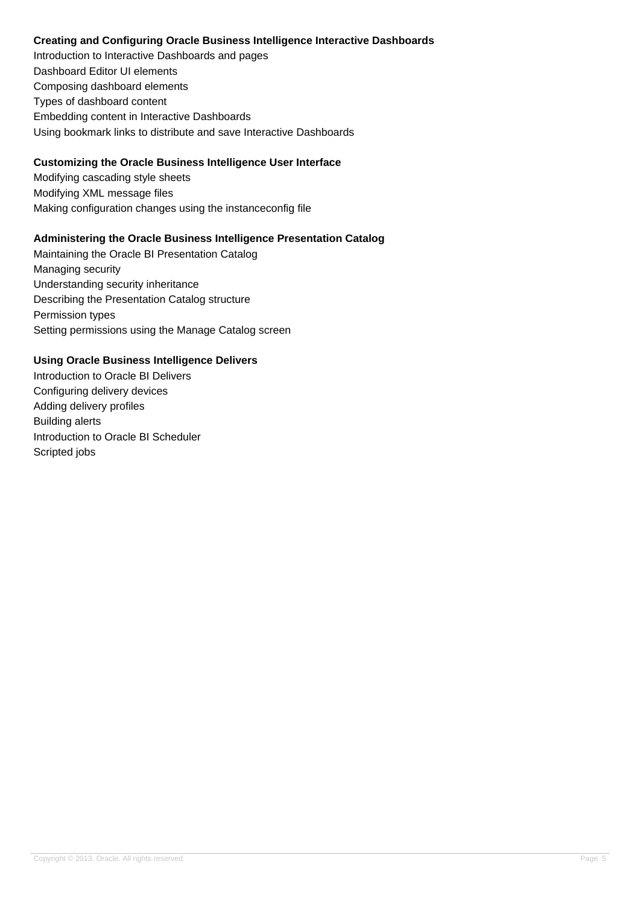**Creating and Configuring Oracle Business Intelligence Interactive Dashboards**

Introduction to Interactive Dashboards and pages
Dashboard Editor UI elements
Composing dashboard elements
Types of dashboard content
Embedding content in Interactive Dashboards
Using bookmark links to distribute and save Interactive Dashboards

**Customizing the Oracle Business Intelligence User Interface**

Modifying cascading style sheets
Modifying XML message files
Making configuration changes using the instanceconfig file

**Administering the Oracle Business Intelligence Presentation Catalog**

Maintaining the Oracle BI Presentation Catalog
Managing security
Understanding security inheritance
Describing the Presentation Catalog structure
Permission types
Setting permissions using the Manage Catalog screen

**Using Oracle Business Intelligence Delivers**

Introduction to Oracle BI Delivers
Configuring delivery devices
Adding delivery profiles
Building alerts
Introduction to Oracle BI Scheduler
Scripted jobs